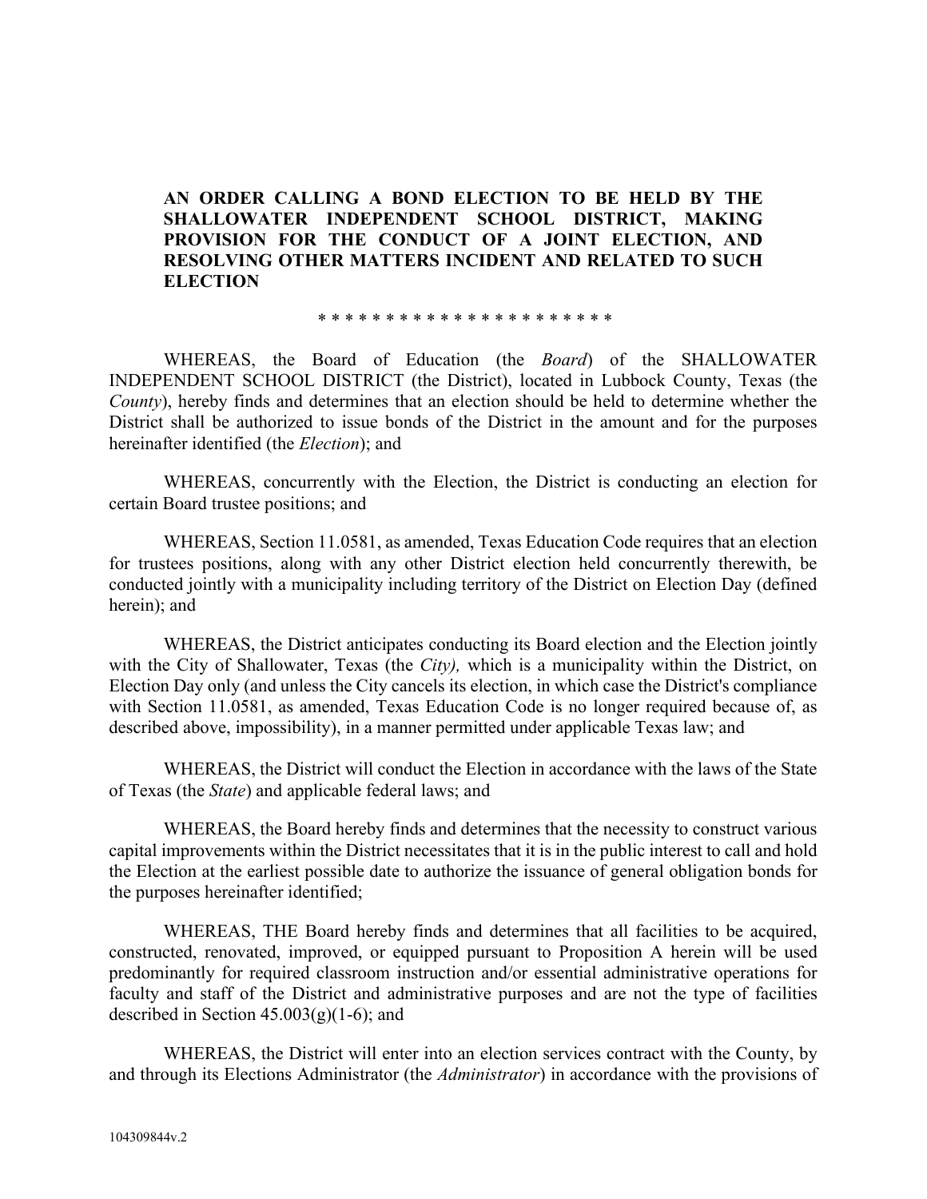**AN ORDER CALLING A BOND ELECTION TO BE HELD BY THE SHALLOWATER INDEPENDENT SCHOOL DISTRICT, MAKING PROVISION FOR THE CONDUCT OF A JOINT ELECTION, AND RESOLVING OTHER MATTERS INCIDENT AND RELATED TO SUCH ELECTION**

* * * * * * * * * * * * * * * * * * * * * *

WHEREAS, the Board of Education (the *Board*) of the SHALLOWATER INDEPENDENT SCHOOL DISTRICT (the District), located in Lubbock County, Texas (the *County*), hereby finds and determines that an election should be held to determine whether the District shall be authorized to issue bonds of the District in the amount and for the purposes hereinafter identified (the *Election*); and

WHEREAS, concurrently with the Election, the District is conducting an election for certain Board trustee positions; and

WHEREAS, Section 11.0581, as amended, Texas Education Code requires that an election for trustees positions, along with any other District election held concurrently therewith, be conducted jointly with a municipality including territory of the District on Election Day (defined herein); and

WHEREAS, the District anticipates conducting its Board election and the Election jointly with the City of Shallowater, Texas (the *City),* which is a municipality within the District, on Election Day only (and unless the City cancels its election, in which case the District's compliance with Section 11.0581, as amended, Texas Education Code is no longer required because of, as described above, impossibility), in a manner permitted under applicable Texas law; and

WHEREAS, the District will conduct the Election in accordance with the laws of the State of Texas (the *State*) and applicable federal laws; and

WHEREAS, the Board hereby finds and determines that the necessity to construct various capital improvements within the District necessitates that it is in the public interest to call and hold the Election at the earliest possible date to authorize the issuance of general obligation bonds for the purposes hereinafter identified;

WHEREAS, THE Board hereby finds and determines that all facilities to be acquired, constructed, renovated, improved, or equipped pursuant to Proposition A herein will be used predominantly for required classroom instruction and/or essential administrative operations for faculty and staff of the District and administrative purposes and are not the type of facilities described in Section 45.003(g)(1-6); and

WHEREAS, the District will enter into an election services contract with the County, by and through its Elections Administrator (the *Administrator*) in accordance with the provisions of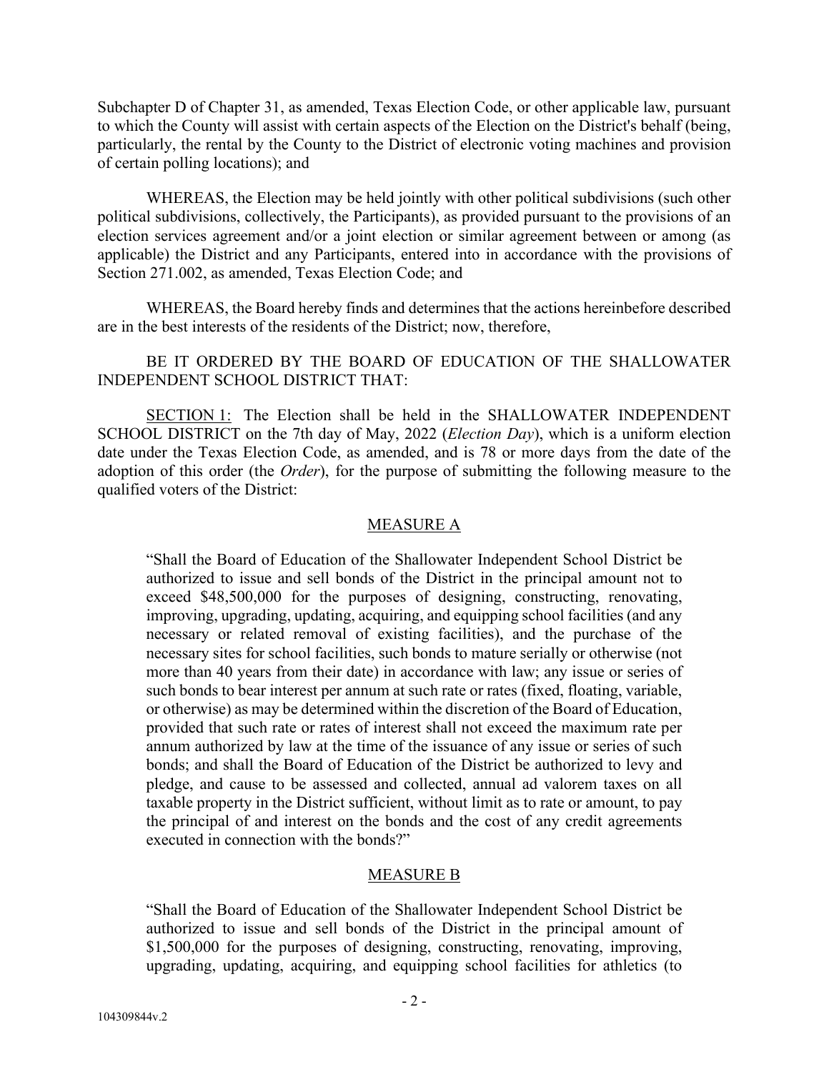Subchapter D of Chapter 31, as amended, Texas Election Code, or other applicable law, pursuant to which the County will assist with certain aspects of the Election on the District's behalf (being, particularly, the rental by the County to the District of electronic voting machines and provision of certain polling locations); and

WHEREAS, the Election may be held jointly with other political subdivisions (such other political subdivisions, collectively, the Participants), as provided pursuant to the provisions of an election services agreement and/or a joint election or similar agreement between or among (as applicable) the District and any Participants, entered into in accordance with the provisions of Section 271.002, as amended, Texas Election Code; and

WHEREAS, the Board hereby finds and determines that the actions hereinbefore described are in the best interests of the residents of the District; now, therefore,

BE IT ORDERED BY THE BOARD OF EDUCATION OF THE SHALLOWATER INDEPENDENT SCHOOL DISTRICT THAT:

SECTION 1: The Election shall be held in the SHALLOWATER INDEPENDENT SCHOOL DISTRICT on the 7th day of May, 2022 (*Election Day*), which is a uniform election date under the Texas Election Code, as amended, and is 78 or more days from the date of the adoption of this order (the *Order*), for the purpose of submitting the following measure to the qualified voters of the District:

MEASURE A

"Shall the Board of Education of the Shallowater Independent School District be authorized to issue and sell bonds of the District in the principal amount not to exceed $48,500,000 for the purposes of designing, constructing, renovating, improving, upgrading, updating, acquiring, and equipping school facilities (and any necessary or related removal of existing facilities), and the purchase of the necessary sites for school facilities, such bonds to mature serially or otherwise (not more than 40 years from their date) in accordance with law; any issue or series of such bonds to bear interest per annum at such rate or rates (fixed, floating, variable, or otherwise) as may be determined within the discretion of the Board of Education, provided that such rate or rates of interest shall not exceed the maximum rate per annum authorized by law at the time of the issuance of any issue or series of such bonds; and shall the Board of Education of the District be authorized to levy and pledge, and cause to be assessed and collected, annual ad valorem taxes on all taxable property in the District sufficient, without limit as to rate or amount, to pay the principal of and interest on the bonds and the cost of any credit agreements executed in connection with the bonds?"

MEASURE B

"Shall the Board of Education of the Shallowater Independent School District be authorized to issue and sell bonds of the District in the principal amount of $1,500,000 for the purposes of designing, constructing, renovating, improving, upgrading, updating, acquiring, and equipping school facilities for athletics (to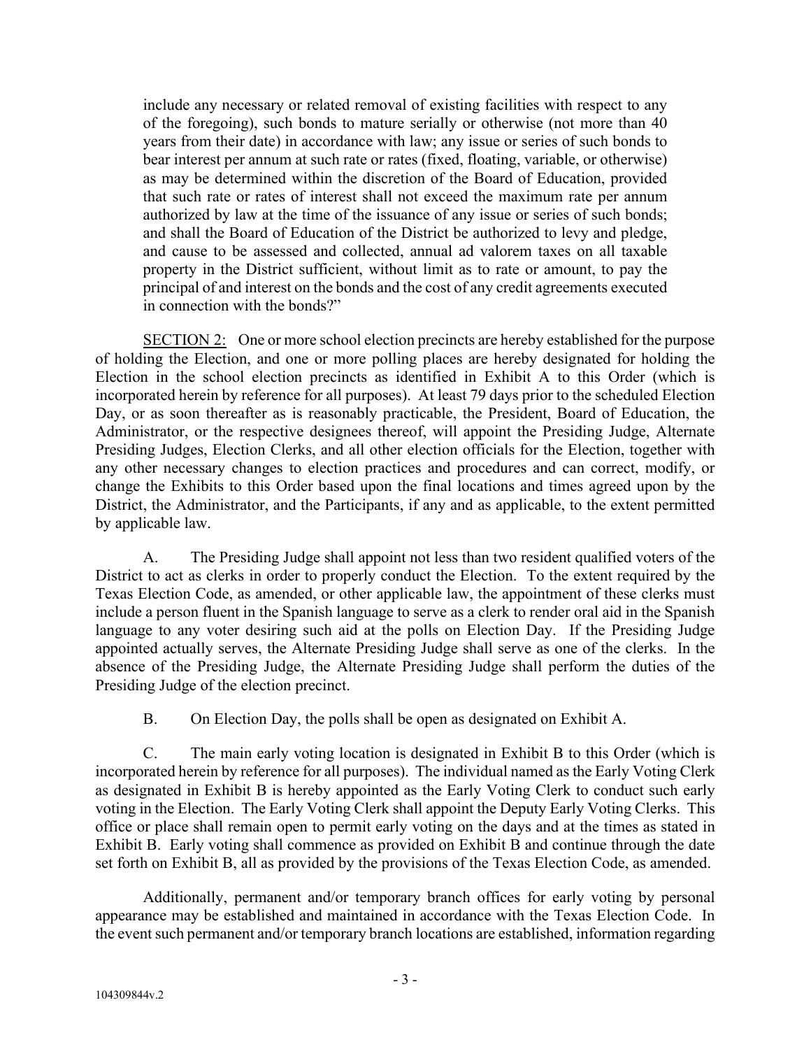include any necessary or related removal of existing facilities with respect to any of the foregoing), such bonds to mature serially or otherwise (not more than 40 years from their date) in accordance with law; any issue or series of such bonds to bear interest per annum at such rate or rates (fixed, floating, variable, or otherwise) as may be determined within the discretion of the Board of Education, provided that such rate or rates of interest shall not exceed the maximum rate per annum authorized by law at the time of the issuance of any issue or series of such bonds; and shall the Board of Education of the District be authorized to levy and pledge, and cause to be assessed and collected, annual ad valorem taxes on all taxable property in the District sufficient, without limit as to rate or amount, to pay the principal of and interest on the bonds and the cost of any credit agreements executed in connection with the bonds?"

SECTION 2: One or more school election precincts are hereby established for the purpose of holding the Election, and one or more polling places are hereby designated for holding the Election in the school election precincts as identified in Exhibit A to this Order (which is incorporated herein by reference for all purposes). At least 79 days prior to the scheduled Election Day, or as soon thereafter as is reasonably practicable, the President, Board of Education, the Administrator, or the respective designees thereof, will appoint the Presiding Judge, Alternate Presiding Judges, Election Clerks, and all other election officials for the Election, together with any other necessary changes to election practices and procedures and can correct, modify, or change the Exhibits to this Order based upon the final locations and times agreed upon by the District, the Administrator, and the Participants, if any and as applicable, to the extent permitted by applicable law.

A. The Presiding Judge shall appoint not less than two resident qualified voters of the District to act as clerks in order to properly conduct the Election. To the extent required by the Texas Election Code, as amended, or other applicable law, the appointment of these clerks must include a person fluent in the Spanish language to serve as a clerk to render oral aid in the Spanish language to any voter desiring such aid at the polls on Election Day. If the Presiding Judge appointed actually serves, the Alternate Presiding Judge shall serve as one of the clerks. In the absence of the Presiding Judge, the Alternate Presiding Judge shall perform the duties of the Presiding Judge of the election precinct.

B. On Election Day, the polls shall be open as designated on Exhibit A.

C. The main early voting location is designated in Exhibit B to this Order (which is incorporated herein by reference for all purposes). The individual named as the Early Voting Clerk as designated in Exhibit B is hereby appointed as the Early Voting Clerk to conduct such early voting in the Election. The Early Voting Clerk shall appoint the Deputy Early Voting Clerks. This office or place shall remain open to permit early voting on the days and at the times as stated in Exhibit B. Early voting shall commence as provided on Exhibit B and continue through the date set forth on Exhibit B, all as provided by the provisions of the Texas Election Code, as amended.

Additionally, permanent and/or temporary branch offices for early voting by personal appearance may be established and maintained in accordance with the Texas Election Code. In the event such permanent and/or temporary branch locations are established, information regarding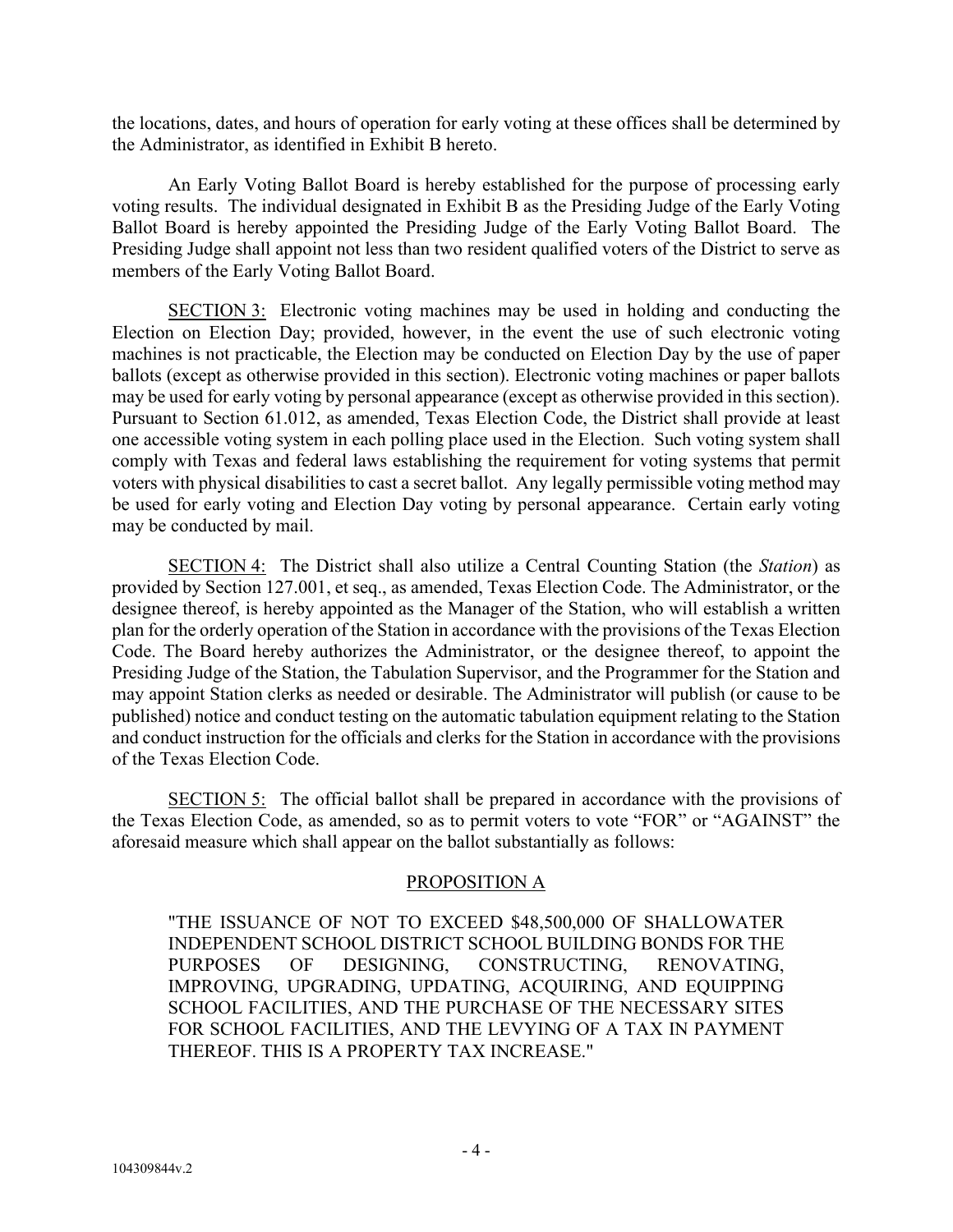the locations, dates, and hours of operation for early voting at these offices shall be determined by the Administrator, as identified in Exhibit B hereto.

An Early Voting Ballot Board is hereby established for the purpose of processing early voting results. The individual designated in Exhibit B as the Presiding Judge of the Early Voting Ballot Board is hereby appointed the Presiding Judge of the Early Voting Ballot Board. The Presiding Judge shall appoint not less than two resident qualified voters of the District to serve as members of the Early Voting Ballot Board.

SECTION 3: Electronic voting machines may be used in holding and conducting the Election on Election Day; provided, however, in the event the use of such electronic voting machines is not practicable, the Election may be conducted on Election Day by the use of paper ballots (except as otherwise provided in this section). Electronic voting machines or paper ballots may be used for early voting by personal appearance (except as otherwise provided in this section). Pursuant to Section 61.012, as amended, Texas Election Code, the District shall provide at least one accessible voting system in each polling place used in the Election. Such voting system shall comply with Texas and federal laws establishing the requirement for voting systems that permit voters with physical disabilities to cast a secret ballot. Any legally permissible voting method may be used for early voting and Election Day voting by personal appearance. Certain early voting may be conducted by mail.

SECTION 4: The District shall also utilize a Central Counting Station (the *Station*) as provided by Section 127.001, et seq., as amended, Texas Election Code. The Administrator, or the designee thereof, is hereby appointed as the Manager of the Station, who will establish a written plan for the orderly operation of the Station in accordance with the provisions of the Texas Election Code. The Board hereby authorizes the Administrator, or the designee thereof, to appoint the Presiding Judge of the Station, the Tabulation Supervisor, and the Programmer for the Station and may appoint Station clerks as needed or desirable. The Administrator will publish (or cause to be published) notice and conduct testing on the automatic tabulation equipment relating to the Station and conduct instruction for the officials and clerks for the Station in accordance with the provisions of the Texas Election Code.

SECTION 5: The official ballot shall be prepared in accordance with the provisions of the Texas Election Code, as amended, so as to permit voters to vote "FOR" or "AGAINST" the aforesaid measure which shall appear on the ballot substantially as follows:

PROPOSITION A

"THE ISSUANCE OF NOT TO EXCEED $48,500,000 OF SHALLOWATER INDEPENDENT SCHOOL DISTRICT SCHOOL BUILDING BONDS FOR THE PURPOSES OF DESIGNING, CONSTRUCTING, RENOVATING, IMPROVING, UPGRADING, UPDATING, ACQUIRING, AND EQUIPPING SCHOOL FACILITIES, AND THE PURCHASE OF THE NECESSARY SITES FOR SCHOOL FACILITIES, AND THE LEVYING OF A TAX IN PAYMENT THEREOF. THIS IS A PROPERTY TAX INCREASE."

104309844v.2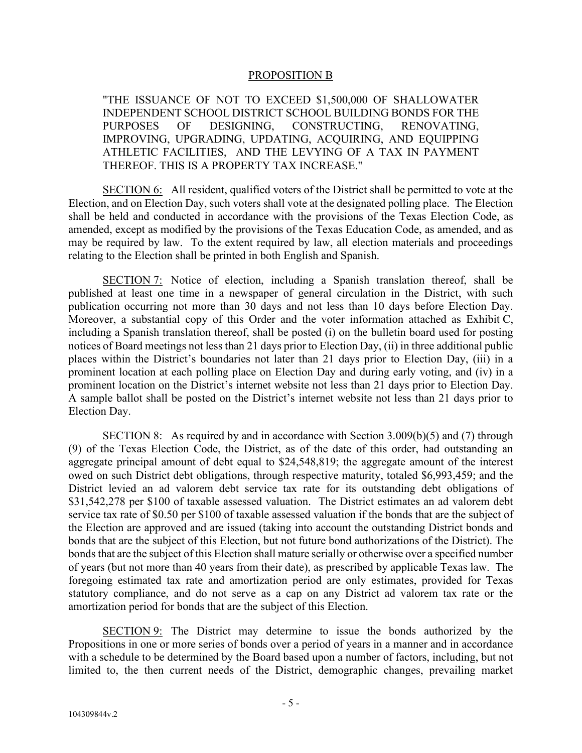PROPOSITION B

"THE ISSUANCE OF NOT TO EXCEED $1,500,000 OF SHALLOWATER INDEPENDENT SCHOOL DISTRICT SCHOOL BUILDING BONDS FOR THE PURPOSES OF DESIGNING, CONSTRUCTING, RENOVATING, IMPROVING, UPGRADING, UPDATING, ACQUIRING, AND EQUIPPING ATHLETIC FACILITIES, AND THE LEVYING OF A TAX IN PAYMENT THEREOF. THIS IS A PROPERTY TAX INCREASE."

SECTION 6: All resident, qualified voters of the District shall be permitted to vote at the Election, and on Election Day, such voters shall vote at the designated polling place. The Election shall be held and conducted in accordance with the provisions of the Texas Election Code, as amended, except as modified by the provisions of the Texas Education Code, as amended, and as may be required by law. To the extent required by law, all election materials and proceedings relating to the Election shall be printed in both English and Spanish.

SECTION 7: Notice of election, including a Spanish translation thereof, shall be published at least one time in a newspaper of general circulation in the District, with such publication occurring not more than 30 days and not less than 10 days before Election Day. Moreover, a substantial copy of this Order and the voter information attached as Exhibit C, including a Spanish translation thereof, shall be posted (i) on the bulletin board used for posting notices of Board meetings not less than 21 days prior to Election Day, (ii) in three additional public places within the District's boundaries not later than 21 days prior to Election Day, (iii) in a prominent location at each polling place on Election Day and during early voting, and (iv) in a prominent location on the District's internet website not less than 21 days prior to Election Day. A sample ballot shall be posted on the District's internet website not less than 21 days prior to Election Day.

SECTION 8: As required by and in accordance with Section 3.009(b)(5) and (7) through (9) of the Texas Election Code, the District, as of the date of this order, had outstanding an aggregate principal amount of debt equal to $24,548,819; the aggregate amount of the interest owed on such District debt obligations, through respective maturity, totaled $6,993,459; and the District levied an ad valorem debt service tax rate for its outstanding debt obligations of $31,542,278 per $100 of taxable assessed valuation. The District estimates an ad valorem debt service tax rate of $0.50 per $100 of taxable assessed valuation if the bonds that are the subject of the Election are approved and are issued (taking into account the outstanding District bonds and bonds that are the subject of this Election, but not future bond authorizations of the District). The bonds that are the subject of this Election shall mature serially or otherwise over a specified number of years (but not more than 40 years from their date), as prescribed by applicable Texas law. The foregoing estimated tax rate and amortization period are only estimates, provided for Texas statutory compliance, and do not serve as a cap on any District ad valorem tax rate or the amortization period for bonds that are the subject of this Election.

SECTION 9: The District may determine to issue the bonds authorized by the Propositions in one or more series of bonds over a period of years in a manner and in accordance with a schedule to be determined by the Board based upon a number of factors, including, but not limited to, the then current needs of the District, demographic changes, prevailing market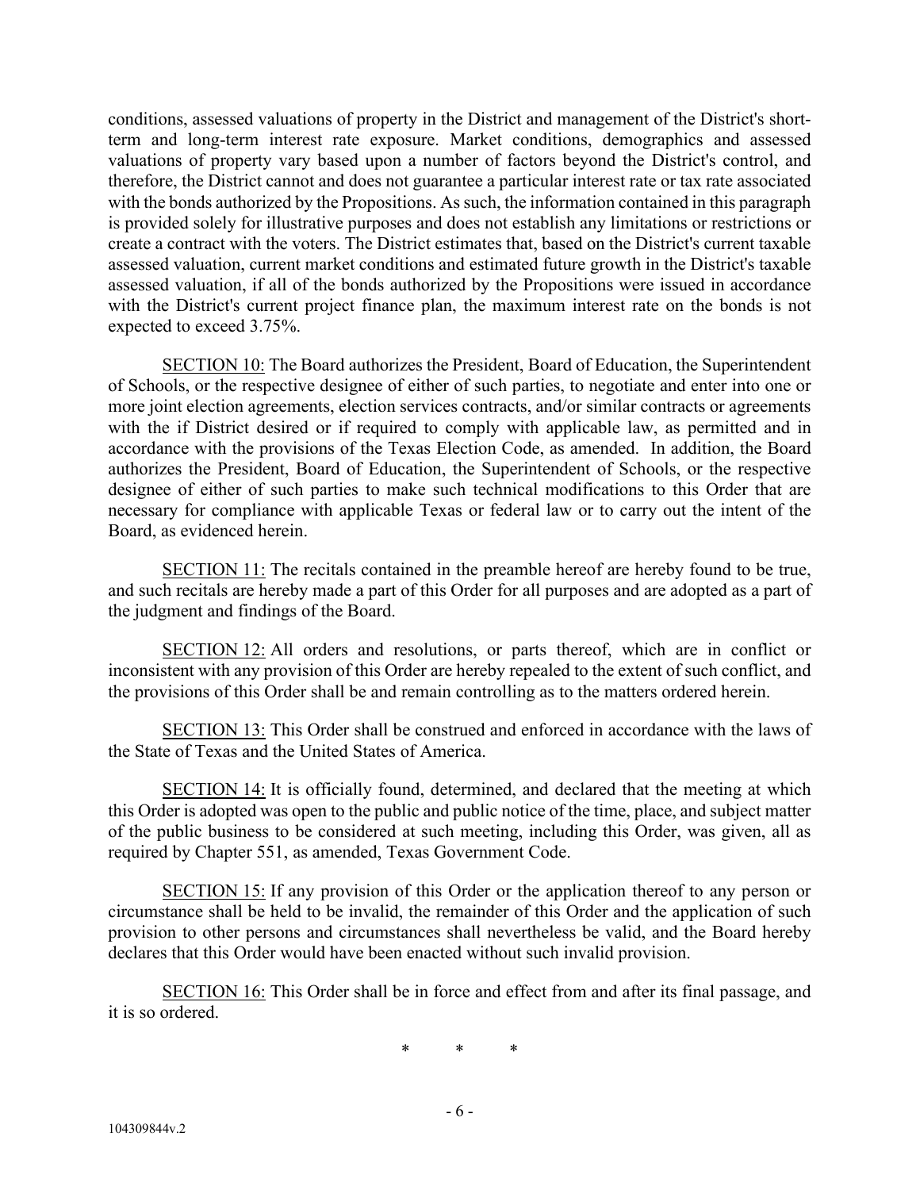conditions, assessed valuations of property in the District and management of the District's short-term and long-term interest rate exposure. Market conditions, demographics and assessed valuations of property vary based upon a number of factors beyond the District's control, and therefore, the District cannot and does not guarantee a particular interest rate or tax rate associated with the bonds authorized by the Propositions. As such, the information contained in this paragraph is provided solely for illustrative purposes and does not establish any limitations or restrictions or create a contract with the voters. The District estimates that, based on the District's current taxable assessed valuation, current market conditions and estimated future growth in the District's taxable assessed valuation, if all of the bonds authorized by the Propositions were issued in accordance with the District's current project finance plan, the maximum interest rate on the bonds is not expected to exceed 3.75%.

SECTION 10: The Board authorizes the President, Board of Education, the Superintendent of Schools, or the respective designee of either of such parties, to negotiate and enter into one or more joint election agreements, election services contracts, and/or similar contracts or agreements with the if District desired or if required to comply with applicable law, as permitted and in accordance with the provisions of the Texas Election Code, as amended. In addition, the Board authorizes the President, Board of Education, the Superintendent of Schools, or the respective designee of either of such parties to make such technical modifications to this Order that are necessary for compliance with applicable Texas or federal law or to carry out the intent of the Board, as evidenced herein.

SECTION 11: The recitals contained in the preamble hereof are hereby found to be true, and such recitals are hereby made a part of this Order for all purposes and are adopted as a part of the judgment and findings of the Board.

SECTION 12: All orders and resolutions, or parts thereof, which are in conflict or inconsistent with any provision of this Order are hereby repealed to the extent of such conflict, and the provisions of this Order shall be and remain controlling as to the matters ordered herein.

SECTION 13: This Order shall be construed and enforced in accordance with the laws of the State of Texas and the United States of America.

SECTION 14: It is officially found, determined, and declared that the meeting at which this Order is adopted was open to the public and public notice of the time, place, and subject matter of the public business to be considered at such meeting, including this Order, was given, all as required by Chapter 551, as amended, Texas Government Code.

SECTION 15: If any provision of this Order or the application thereof to any person or circumstance shall be held to be invalid, the remainder of this Order and the application of such provision to other persons and circumstances shall nevertheless be valid, and the Board hereby declares that this Order would have been enacted without such invalid provision.

SECTION 16: This Order shall be in force and effect from and after its final passage, and it is so ordered.

\* \* \*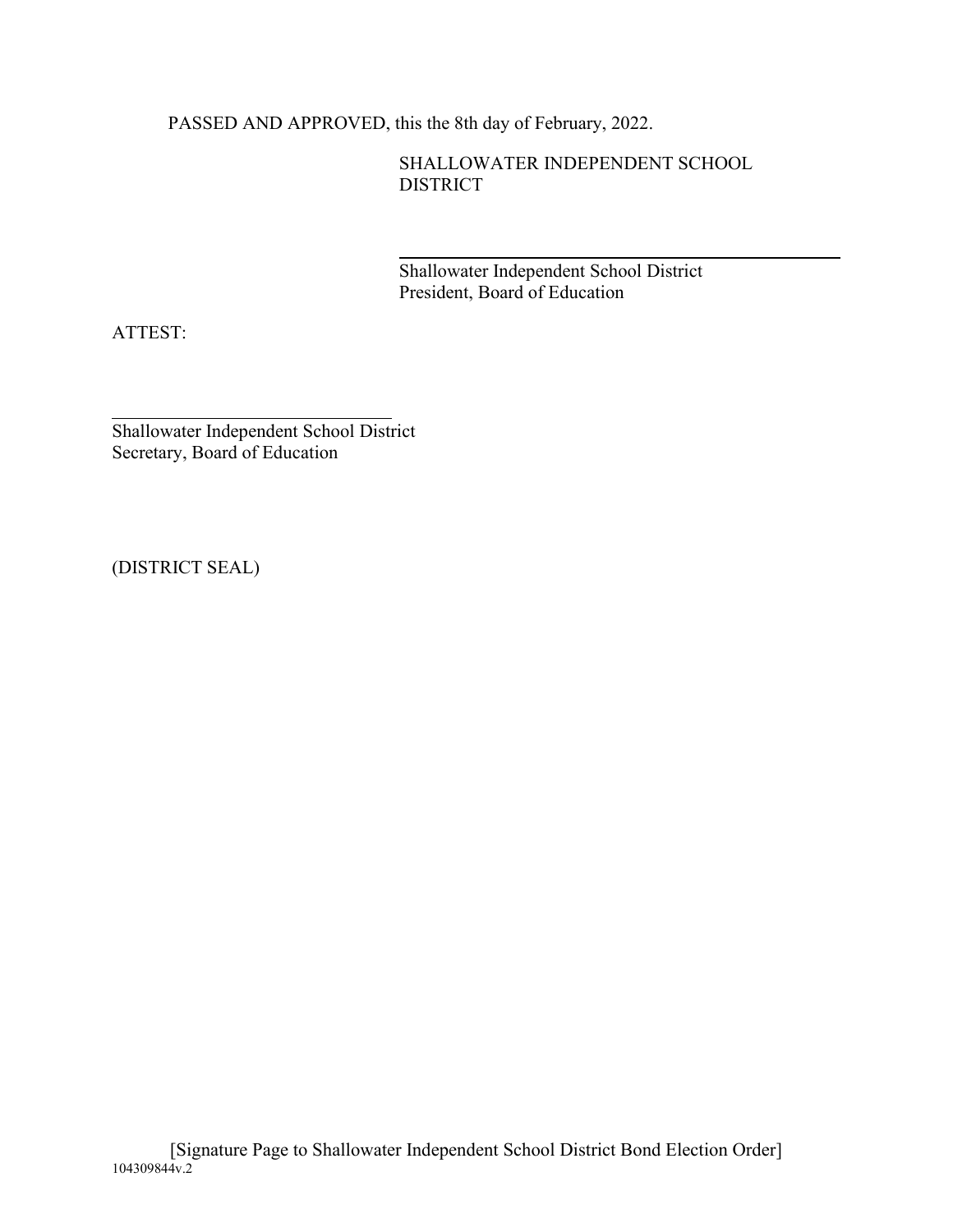PASSED AND APPROVED, this the 8th day of February, 2022.

SHALLOWATER INDEPENDENT SCHOOL DISTRICT

\_\_\_\_\_\_\_\_\_\_\_\_\_\_\_\_\_\_\_\_\_\_\_\_\_\_\_\_\_\_\_\_\_\_\_\_\_\_\_\_

Shallowater Independent School District
President, Board of Education

ATTEST:

\_\_\_\_\_\_\_\_\_\_\_\_\_\_\_\_\_\_\_\_\_\_\_\_\_\_\_\_\_\_\_\_

Shallowater Independent School District
Secretary, Board of Education

(DISTRICT SEAL)

[Signature Page to Shallowater Independent School District Bond Election Order]

104309844v.2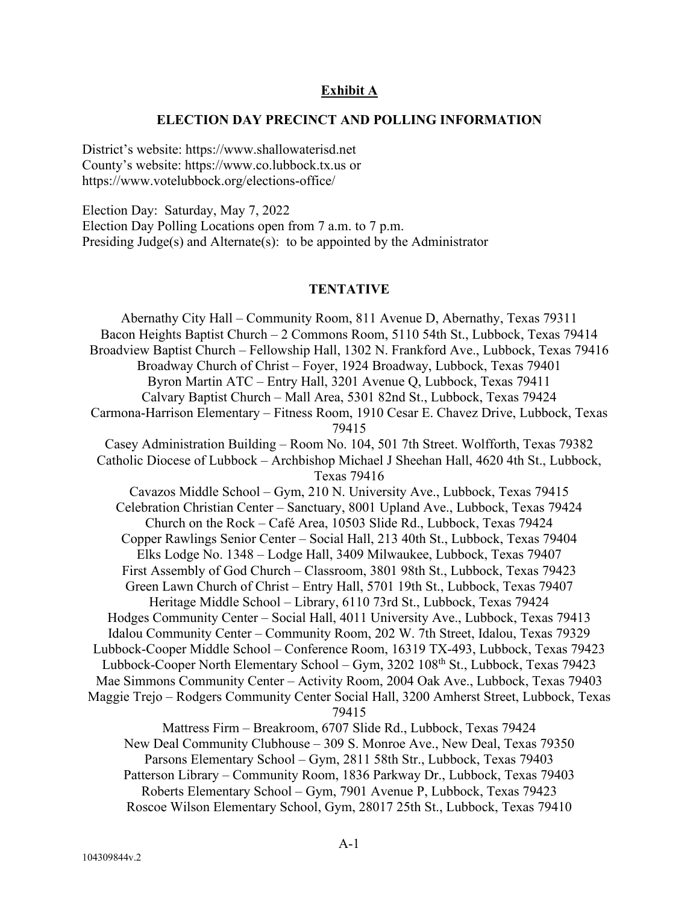**Exhibit A**

**ELECTION DAY PRECINCT AND POLLING INFORMATION**

District's website: https://www.shallowaterisd.net
County's website: https://www.co.lubbock.tx.us or
https://www.votelubbock.org/elections-office/

Election Day: Saturday, May 7, 2022
Election Day Polling Locations open from 7 a.m. to 7 p.m.
Presiding Judge(s) and Alternate(s): to be appointed by the Administrator

**TENTATIVE**

Abernathy City Hall – Community Room, 811 Avenue D, Abernathy, Texas 79311
Bacon Heights Baptist Church – 2 Commons Room, 5110 54th St., Lubbock, Texas 79414
Broadview Baptist Church – Fellowship Hall, 1302 N. Frankford Ave., Lubbock, Texas 79416
Broadway Church of Christ – Foyer, 1924 Broadway, Lubbock, Texas 79401
Byron Martin ATC – Entry Hall, 3201 Avenue Q, Lubbock, Texas 79411
Calvary Baptist Church – Mall Area, 5301 82nd St., Lubbock, Texas 79424
Carmona-Harrison Elementary – Fitness Room, 1910 Cesar E. Chavez Drive, Lubbock, Texas 79415
Casey Administration Building – Room No. 104, 501 7th Street. Wolfforth, Texas 79382
Catholic Diocese of Lubbock – Archbishop Michael J Sheehan Hall, 4620 4th St., Lubbock, Texas 79416
Cavazos Middle School – Gym, 210 N. University Ave., Lubbock, Texas 79415
Celebration Christian Center – Sanctuary, 8001 Upland Ave., Lubbock, Texas 79424
Church on the Rock – Café Area, 10503 Slide Rd., Lubbock, Texas 79424
Copper Rawlings Senior Center – Social Hall, 213 40th St., Lubbock, Texas 79404
Elks Lodge No. 1348 – Lodge Hall, 3409 Milwaukee, Lubbock, Texas 79407
First Assembly of God Church – Classroom, 3801 98th St., Lubbock, Texas 79423
Green Lawn Church of Christ – Entry Hall, 5701 19th St., Lubbock, Texas 79407
Heritage Middle School – Library, 6110 73rd St., Lubbock, Texas 79424
Hodges Community Center – Social Hall, 4011 University Ave., Lubbock, Texas 79413
Idalou Community Center – Community Room, 202 W. 7th Street, Idalou, Texas 79329
Lubbock-Cooper Middle School – Conference Room, 16319 TX-493, Lubbock, Texas 79423
Lubbock-Cooper North Elementary School – Gym, 3202 108th St., Lubbock, Texas 79423
Mae Simmons Community Center – Activity Room, 2004 Oak Ave., Lubbock, Texas 79403
Maggie Trejo – Rodgers Community Center Social Hall, 3200 Amherst Street, Lubbock, Texas 79415
Mattress Firm – Breakroom, 6707 Slide Rd., Lubbock, Texas 79424
New Deal Community Clubhouse – 309 S. Monroe Ave., New Deal, Texas 79350
Parsons Elementary School – Gym, 2811 58th Str., Lubbock, Texas 79403
Patterson Library – Community Room, 1836 Parkway Dr., Lubbock, Texas 79403
Roberts Elementary School – Gym, 7901 Avenue P, Lubbock, Texas 79423
Roscoe Wilson Elementary School, Gym, 28017 25th St., Lubbock, Texas 79410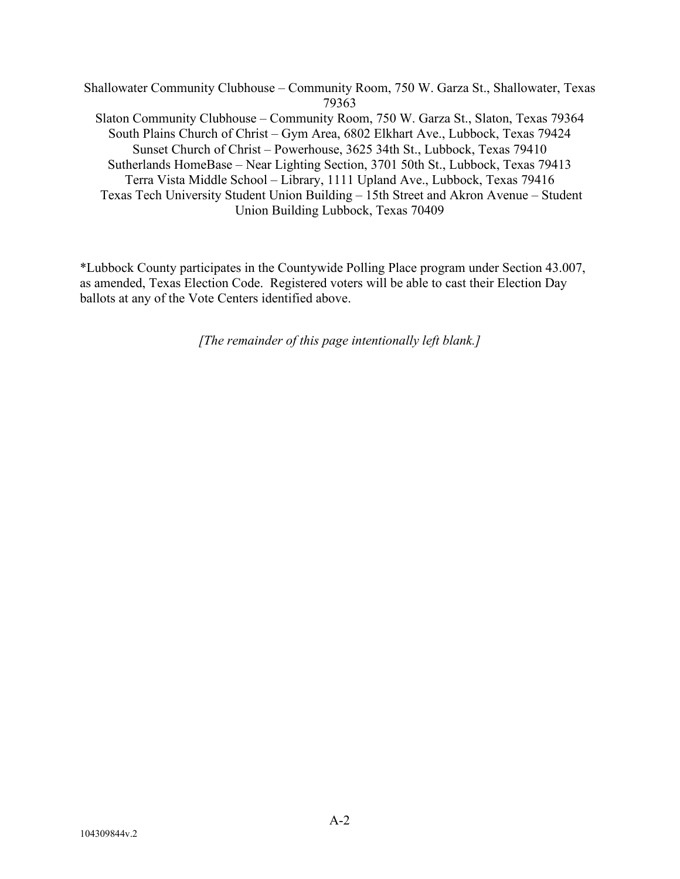Shallowater Community Clubhouse – Community Room, 750 W. Garza St., Shallowater, Texas 79363

Slaton Community Clubhouse – Community Room, 750 W. Garza St., Slaton, Texas 79364

South Plains Church of Christ – Gym Area, 6802 Elkhart Ave., Lubbock, Texas 79424

Sunset Church of Christ – Powerhouse, 3625 34th St., Lubbock, Texas 79410

Sutherlands HomeBase – Near Lighting Section, 3701 50th St., Lubbock, Texas 79413

Terra Vista Middle School – Library, 1111 Upland Ave., Lubbock, Texas 79416

Texas Tech University Student Union Building – 15th Street and Akron Avenue – Student Union Building Lubbock, Texas 70409

*Lubbock County participates in the Countywide Polling Place program under Section 43.007, as amended, Texas Election Code. Registered voters will be able to cast their Election Day ballots at any of the Vote Centers identified above.

*[The remainder of this page intentionally left blank.]*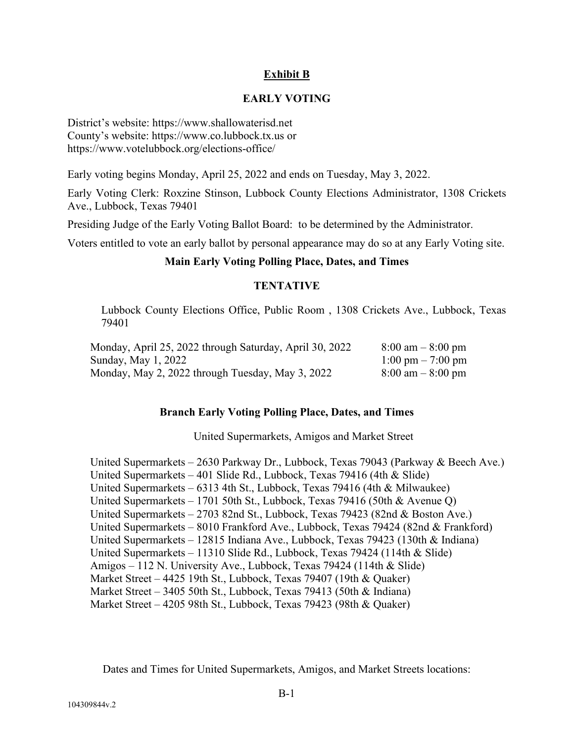## Exhibit B

## EARLY VOTING

District's website: https://www.shallowaterisd.net
County's website: https://www.co.lubbock.tx.us or
https://www.votelubbock.org/elections-office/

Early voting begins Monday, April 25, 2022 and ends on Tuesday, May 3, 2022.

Early Voting Clerk: Roxzine Stinson, Lubbock County Elections Administrator, 1308 Crickets Ave., Lubbock, Texas 79401

Presiding Judge of the Early Voting Ballot Board: to be determined by the Administrator.

Voters entitled to vote an early ballot by personal appearance may do so at any Early Voting site.

### Main Early Voting Polling Place, Dates, and Times

### TENTATIVE

Lubbock County Elections Office, Public Room , 1308 Crickets Ave., Lubbock, Texas 79401

| | |
|---|---|
| Monday, April 25, 2022 through Saturday, April 30, 2022 | 8:00 am – 8:00 pm |
| Sunday, May 1, 2022 | 1:00 pm – 7:00 pm |
| Monday, May 2, 2022 through Tuesday, May 3, 2022 | 8:00 am – 8:00 pm |

### Branch Early Voting Polling Place, Dates, and Times

United Supermarkets, Amigos and Market Street

United Supermarkets – 2630 Parkway Dr., Lubbock, Texas 79043 (Parkway & Beech Ave.)
United Supermarkets – 401 Slide Rd., Lubbock, Texas 79416 (4th & Slide)
United Supermarkets – 6313 4th St., Lubbock, Texas 79416 (4th & Milwaukee)
United Supermarkets – 1701 50th St., Lubbock, Texas 79416 (50th & Avenue Q)
United Supermarkets – 2703 82nd St., Lubbock, Texas 79423 (82nd & Boston Ave.)
United Supermarkets – 8010 Frankford Ave., Lubbock, Texas 79424 (82nd & Frankford)
United Supermarkets – 12815 Indiana Ave., Lubbock, Texas 79423 (130th & Indiana)
United Supermarkets – 11310 Slide Rd., Lubbock, Texas 79424 (114th & Slide)
Amigos – 112 N. University Ave., Lubbock, Texas 79424 (114th & Slide)
Market Street – 4425 19th St., Lubbock, Texas 79407 (19th & Quaker)
Market Street – 3405 50th St., Lubbock, Texas 79413 (50th & Indiana)
Market Street – 4205 98th St., Lubbock, Texas 79423 (98th & Quaker)

Dates and Times for United Supermarkets, Amigos, and Market Streets locations: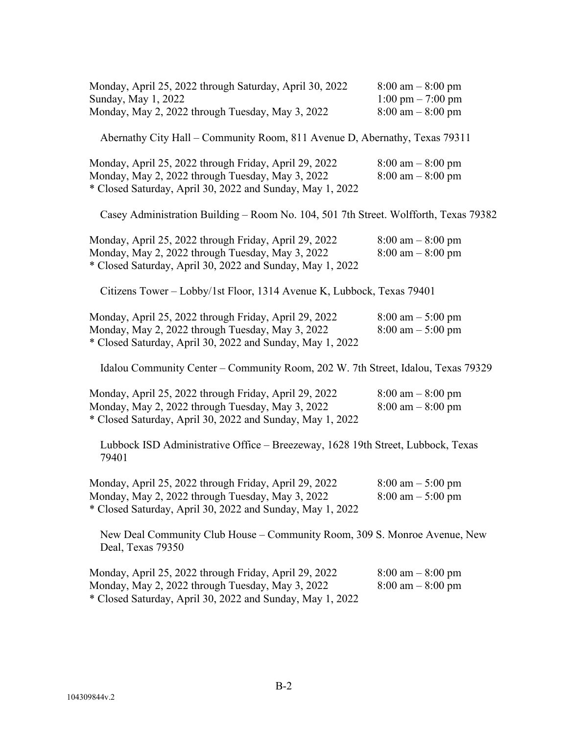| | |
|---|---|
| Monday, April 25, 2022 through Saturday, April 30, 2022 | 8:00 am – 8:00 pm |
| Sunday, May 1, 2022 | 1:00 pm – 7:00 pm |
| Monday, May 2, 2022 through Tuesday, May 3, 2022 | 8:00 am – 8:00 pm |

Abernathy City Hall – Community Room, 811 Avenue D, Abernathy, Texas 79311

| | |
|---|---|
| Monday, April 25, 2022 through Friday, April 29, 2022 | 8:00 am – 8:00 pm |
| Monday, May 2, 2022 through Tuesday, May 3, 2022 | 8:00 am – 8:00 pm |

* Closed Saturday, April 30, 2022 and Sunday, May 1, 2022

Casey Administration Building – Room No. 104, 501 7th Street. Wolfforth, Texas 79382

| | |
|---|---|
| Monday, April 25, 2022 through Friday, April 29, 2022 | 8:00 am – 8:00 pm |
| Monday, May 2, 2022 through Tuesday, May 3, 2022 | 8:00 am – 8:00 pm |

* Closed Saturday, April 30, 2022 and Sunday, May 1, 2022

Citizens Tower – Lobby/1st Floor, 1314 Avenue K, Lubbock, Texas 79401

| | |
|---|---|
| Monday, April 25, 2022 through Friday, April 29, 2022 | 8:00 am – 5:00 pm |
| Monday, May 2, 2022 through Tuesday, May 3, 2022 | 8:00 am – 5:00 pm |

* Closed Saturday, April 30, 2022 and Sunday, May 1, 2022

Idalou Community Center – Community Room, 202 W. 7th Street, Idalou, Texas 79329

| | |
|---|---|
| Monday, April 25, 2022 through Friday, April 29, 2022 | 8:00 am – 8:00 pm |
| Monday, May 2, 2022 through Tuesday, May 3, 2022 | 8:00 am – 8:00 pm |

* Closed Saturday, April 30, 2022 and Sunday, May 1, 2022

Lubbock ISD Administrative Office – Breezeway, 1628 19th Street, Lubbock, Texas 79401

| | |
|---|---|
| Monday, April 25, 2022 through Friday, April 29, 2022 | 8:00 am – 5:00 pm |
| Monday, May 2, 2022 through Tuesday, May 3, 2022 | 8:00 am – 5:00 pm |

* Closed Saturday, April 30, 2022 and Sunday, May 1, 2022

New Deal Community Club House – Community Room, 309 S. Monroe Avenue, New Deal, Texas 79350

| | |
|---|---|
| Monday, April 25, 2022 through Friday, April 29, 2022 | 8:00 am – 8:00 pm |
| Monday, May 2, 2022 through Tuesday, May 3, 2022 | 8:00 am – 8:00 pm |

* Closed Saturday, April 30, 2022 and Sunday, May 1, 2022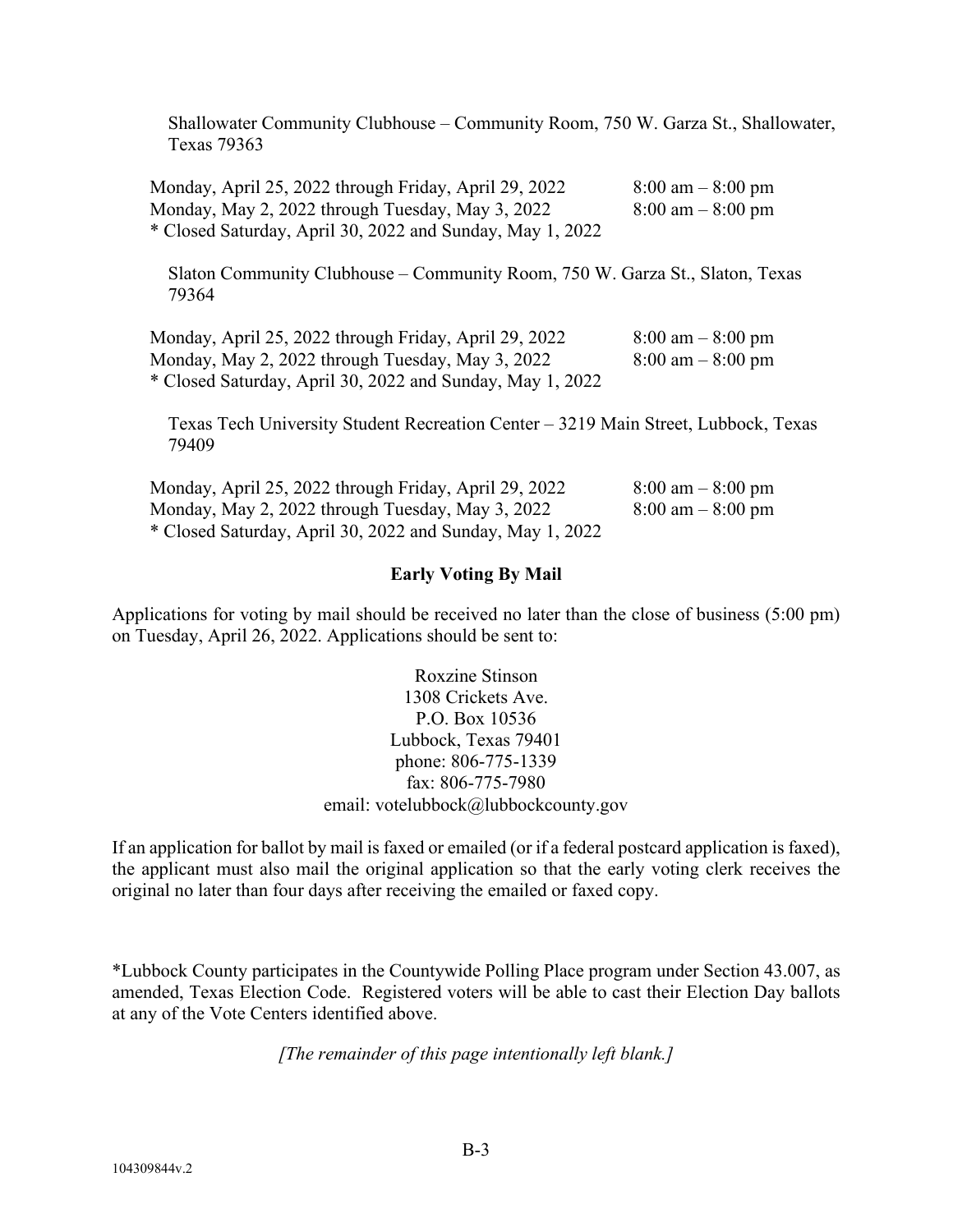Shallowater Community Clubhouse – Community Room, 750 W. Garza St., Shallowater, Texas 79363

Monday, April 25, 2022 through Friday, April 29, 2022 8:00 am – 8:00 pm
Monday, May 2, 2022 through Tuesday, May 3, 2022 8:00 am – 8:00 pm
* Closed Saturday, April 30, 2022 and Sunday, May 1, 2022

Slaton Community Clubhouse – Community Room, 750 W. Garza St., Slaton, Texas 79364

Monday, April 25, 2022 through Friday, April 29, 2022 8:00 am – 8:00 pm
Monday, May 2, 2022 through Tuesday, May 3, 2022 8:00 am – 8:00 pm
* Closed Saturday, April 30, 2022 and Sunday, May 1, 2022

Texas Tech University Student Recreation Center – 3219 Main Street, Lubbock, Texas 79409

Monday, April 25, 2022 through Friday, April 29, 2022 8:00 am – 8:00 pm
Monday, May 2, 2022 through Tuesday, May 3, 2022 8:00 am – 8:00 pm
* Closed Saturday, April 30, 2022 and Sunday, May 1, 2022

**Early Voting By Mail**

Applications for voting by mail should be received no later than the close of business (5:00 pm) on Tuesday, April 26, 2022. Applications should be sent to:

Roxzine Stinson
1308 Crickets Ave.
P.O. Box 10536
Lubbock, Texas 79401
phone: 806-775-1339
fax: 806-775-7980
email: votelubbock@lubbockcounty.gov

If an application for ballot by mail is faxed or emailed (or if a federal postcard application is faxed), the applicant must also mail the original application so that the early voting clerk receives the original no later than four days after receiving the emailed or faxed copy.

*Lubbock County participates in the Countywide Polling Place program under Section 43.007, as amended, Texas Election Code. Registered voters will be able to cast their Election Day ballots at any of the Vote Centers identified above.

*[The remainder of this page intentionally left blank.]*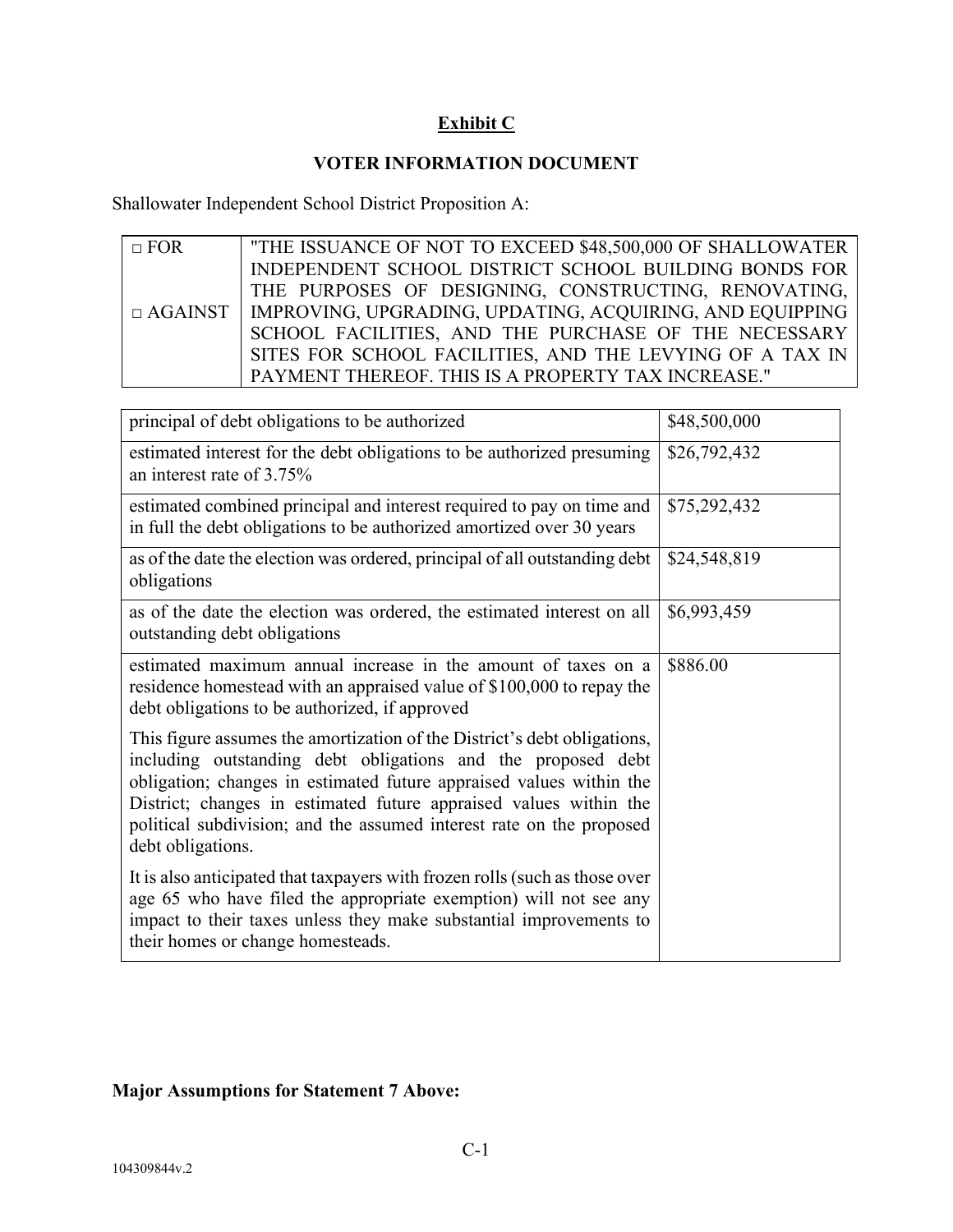## Exhibit C

### VOTER INFORMATION DOCUMENT

Shallowater Independent School District Proposition A:

| | |
|---|---|
| □ FOR<br><br>□ AGAINST | "THE ISSUANCE OF NOT TO EXCEED $48,500,000 OF SHALLOWATER INDEPENDENT SCHOOL DISTRICT SCHOOL BUILDING BONDS FOR THE PURPOSES OF DESIGNING, CONSTRUCTING, RENOVATING, IMPROVING, UPGRADING, UPDATING, ACQUIRING, AND EQUIPPING SCHOOL FACILITIES, AND THE PURCHASE OF THE NECESSARY SITES FOR SCHOOL FACILITIES, AND THE LEVYING OF A TAX IN PAYMENT THEREOF. THIS IS A PROPERTY TAX INCREASE." |

| | |
|---|---|
| principal of debt obligations to be authorized | $48,500,000 |
| estimated interest for the debt obligations to be authorized presuming an interest rate of 3.75% | $26,792,432 |
| estimated combined principal and interest required to pay on time and in full the debt obligations to be authorized amortized over 30 years | $75,292,432 |
| as of the date the election was ordered, principal of all outstanding debt obligations | $24,548,819 |
| as of the date the election was ordered, the estimated interest on all outstanding debt obligations | $6,993,459 |
| estimated maximum annual increase in the amount of taxes on a residence homestead with an appraised value of $100,000 to repay the debt obligations to be authorized, if approved<br><br>This figure assumes the amortization of the District's debt obligations, including outstanding debt obligations and the proposed debt obligation; changes in estimated future appraised values within the District; changes in estimated future appraised values within the political subdivision; and the assumed interest rate on the proposed debt obligations.<br><br>It is also anticipated that taxpayers with frozen rolls (such as those over age 65 who have filed the appropriate exemption) will not see any impact to their taxes unless they make substantial improvements to their homes or change homesteads. | $886.00 |

**Major Assumptions for Statement 7 Above:**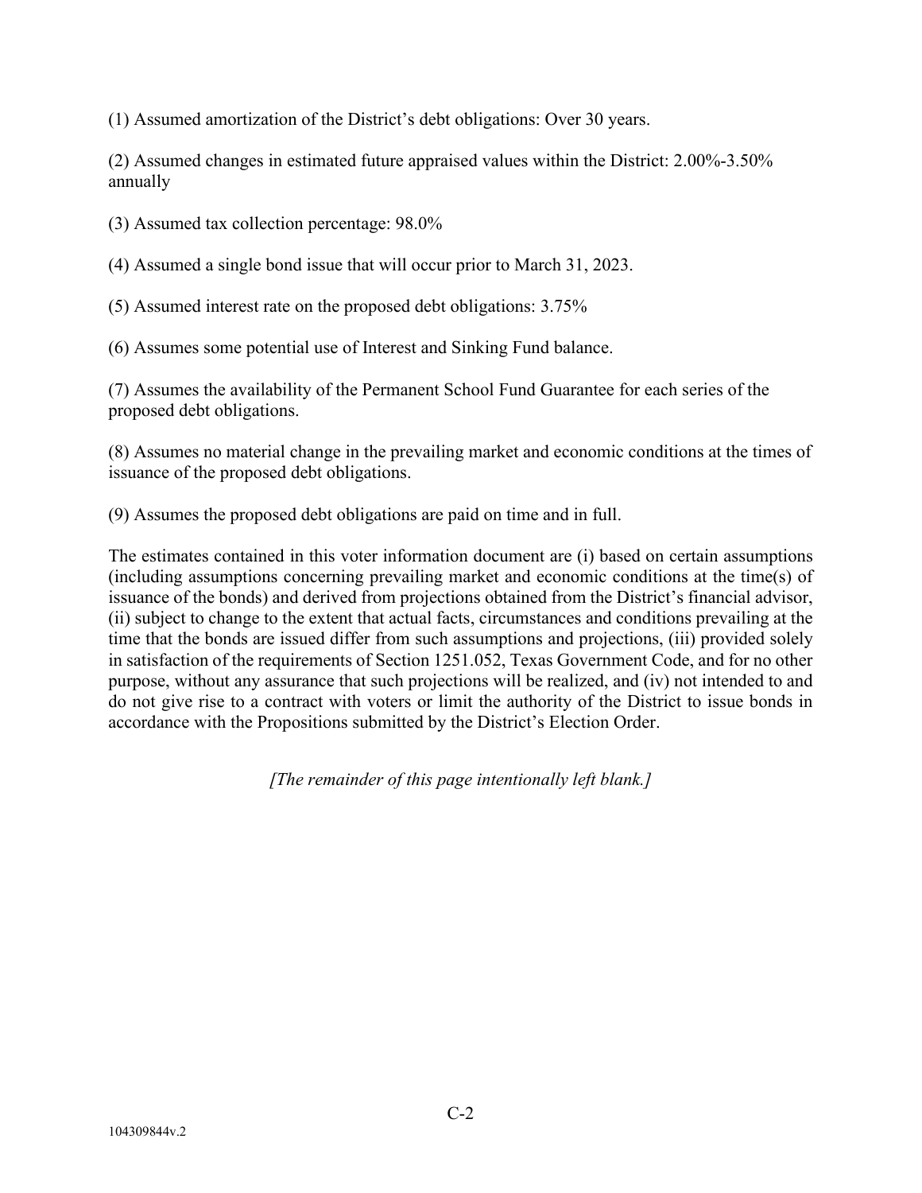(1) Assumed amortization of the District's debt obligations: Over 30 years.

(2) Assumed changes in estimated future appraised values within the District: 2.00%-3.50% annually

(3) Assumed tax collection percentage: 98.0%

(4) Assumed a single bond issue that will occur prior to March 31, 2023.

(5) Assumed interest rate on the proposed debt obligations: 3.75%

(6) Assumes some potential use of Interest and Sinking Fund balance.

(7) Assumes the availability of the Permanent School Fund Guarantee for each series of the proposed debt obligations.

(8) Assumes no material change in the prevailing market and economic conditions at the times of issuance of the proposed debt obligations.

(9) Assumes the proposed debt obligations are paid on time and in full.

The estimates contained in this voter information document are (i) based on certain assumptions (including assumptions concerning prevailing market and economic conditions at the time(s) of issuance of the bonds) and derived from projections obtained from the District's financial advisor, (ii) subject to change to the extent that actual facts, circumstances and conditions prevailing at the time that the bonds are issued differ from such assumptions and projections, (iii) provided solely in satisfaction of the requirements of Section 1251.052, Texas Government Code, and for no other purpose, without any assurance that such projections will be realized, and (iv) not intended to and do not give rise to a contract with voters or limit the authority of the District to issue bonds in accordance with the Propositions submitted by the District's Election Order.

*[The remainder of this page intentionally left blank.]*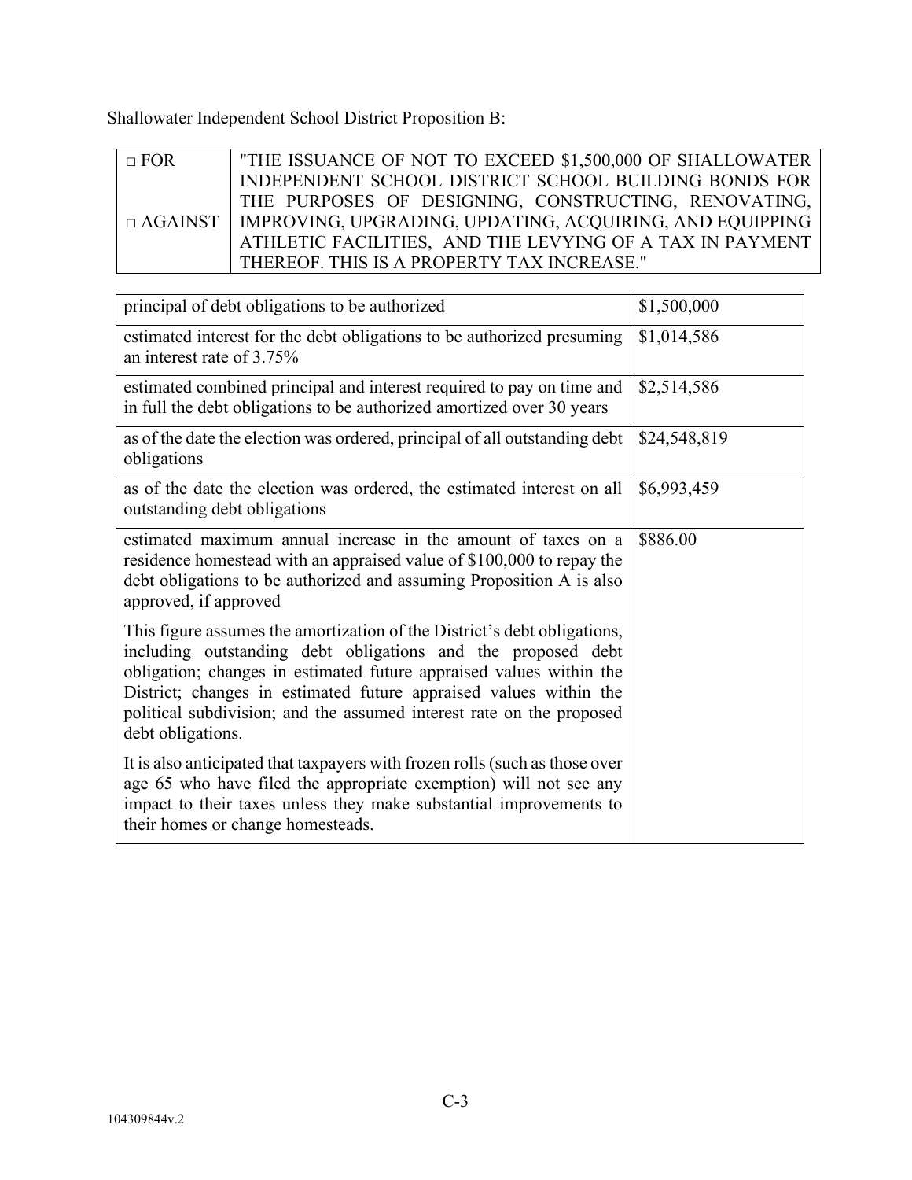Shallowater Independent School District Proposition B:

| □ FOR<br><br>□ AGAINST | "THE ISSUANCE OF NOT TO EXCEED $1,500,000 OF SHALLOWATER INDEPENDENT SCHOOL DISTRICT SCHOOL BUILDING BONDS FOR THE PURPOSES OF DESIGNING, CONSTRUCTING, RENOVATING, IMPROVING, UPGRADING, UPDATING, ACQUIRING, AND EQUIPPING ATHLETIC FACILITIES, AND THE LEVYING OF A TAX IN PAYMENT THEREOF. THIS IS A PROPERTY TAX INCREASE." |
|---|---|

| | |
|---|---|
| principal of debt obligations to be authorized | $1,500,000 |
| estimated interest for the debt obligations to be authorized presuming an interest rate of 3.75% | $1,014,586 |
| estimated combined principal and interest required to pay on time and in full the debt obligations to be authorized amortized over 30 years | $2,514,586 |
| as of the date the election was ordered, principal of all outstanding debt obligations | $24,548,819 |
| as of the date the election was ordered, the estimated interest on all outstanding debt obligations | $6,993,459 |
| estimated maximum annual increase in the amount of taxes on a residence homestead with an appraised value of $100,000 to repay the debt obligations to be authorized and assuming Proposition A is also approved, if approved<br><br>This figure assumes the amortization of the District's debt obligations, including outstanding debt obligations and the proposed debt obligation; changes in estimated future appraised values within the District; changes in estimated future appraised values within the political subdivision; and the assumed interest rate on the proposed debt obligations.<br><br>It is also anticipated that taxpayers with frozen rolls (such as those over age 65 who have filed the appropriate exemption) will not see any impact to their taxes unless they make substantial improvements to their homes or change homesteads. | $886.00 |

C-3

104309844v.2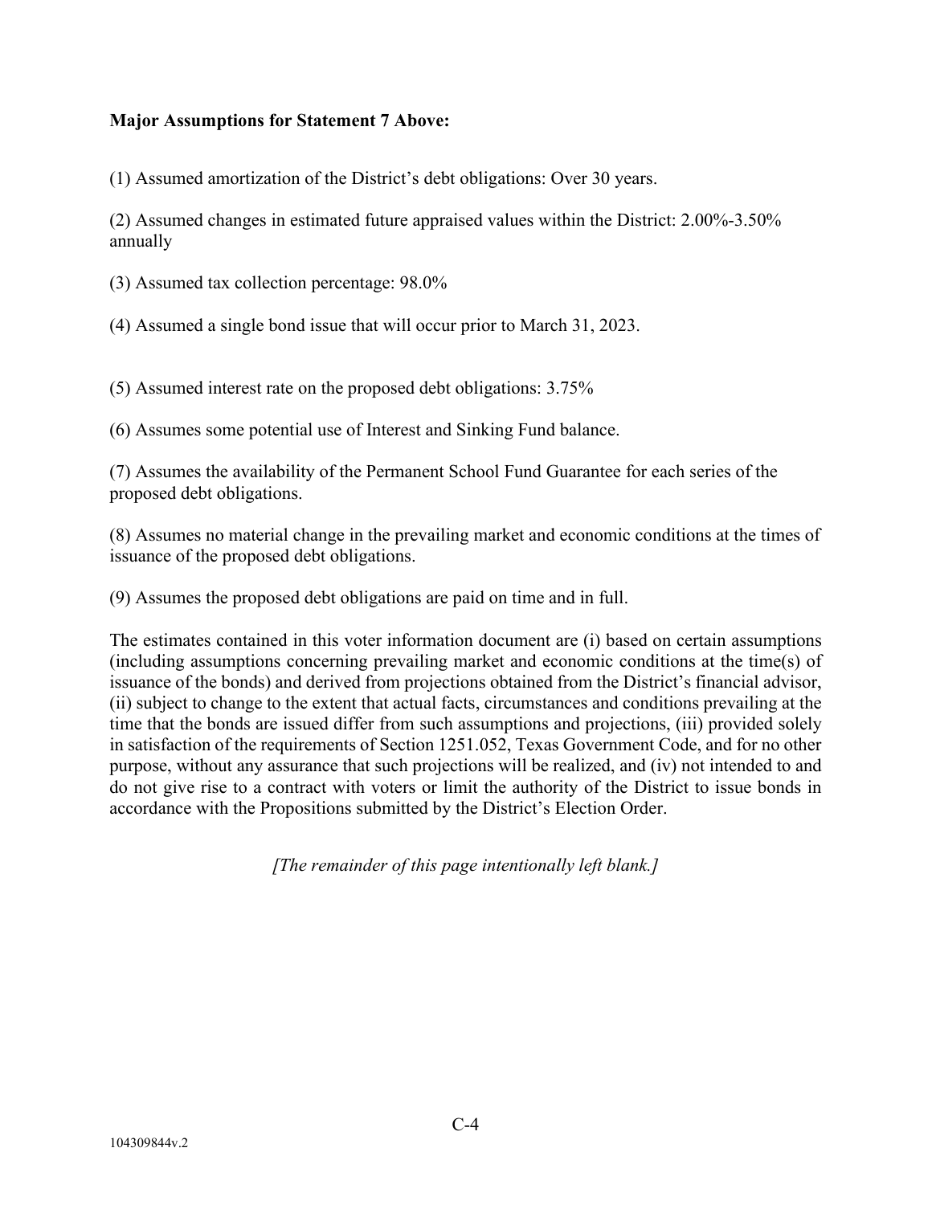**Major Assumptions for Statement 7 Above:**

(1) Assumed amortization of the District's debt obligations: Over 30 years.

(2) Assumed changes in estimated future appraised values within the District: 2.00%-3.50% annually

(3) Assumed tax collection percentage: 98.0%

(4) Assumed a single bond issue that will occur prior to March 31, 2023.

(5) Assumed interest rate on the proposed debt obligations: 3.75%

(6) Assumes some potential use of Interest and Sinking Fund balance.

(7) Assumes the availability of the Permanent School Fund Guarantee for each series of the proposed debt obligations.

(8) Assumes no material change in the prevailing market and economic conditions at the times of issuance of the proposed debt obligations.

(9) Assumes the proposed debt obligations are paid on time and in full.

The estimates contained in this voter information document are (i) based on certain assumptions (including assumptions concerning prevailing market and economic conditions at the time(s) of issuance of the bonds) and derived from projections obtained from the District's financial advisor, (ii) subject to change to the extent that actual facts, circumstances and conditions prevailing at the time that the bonds are issued differ from such assumptions and projections, (iii) provided solely in satisfaction of the requirements of Section 1251.052, Texas Government Code, and for no other purpose, without any assurance that such projections will be realized, and (iv) not intended to and do not give rise to a contract with voters or limit the authority of the District to issue bonds in accordance with the Propositions submitted by the District's Election Order.

*[The remainder of this page intentionally left blank.]*

104309844v.2